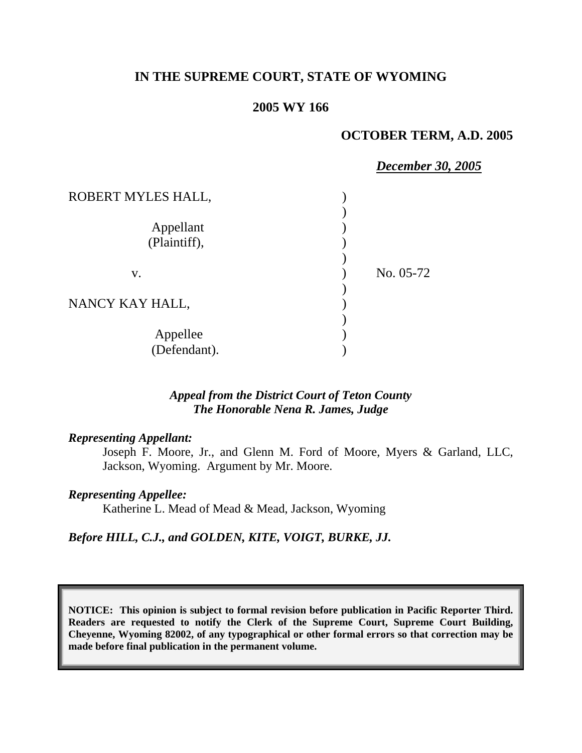**IN THE SUPREME COURT, STATE OF WYOMING**

**2005 WY 166**

**OCTOBER TERM, A.D. 2005**

***December 30, 2005***

ROBERT MYLES HALL,

Appellant
(Plaintiff),

v.

No. 05-72

NANCY KAY HALL,

Appellee
(Defendant).

***Appeal from the District Court of Teton County***
***The Honorable Nena R. James, Judge***

***Representing Appellant:***

Joseph F. Moore, Jr., and Glenn M. Ford of Moore, Myers & Garland, LLC, Jackson, Wyoming. Argument by Mr. Moore.

***Representing Appellee:***

Katherine L. Mead of Mead & Mead, Jackson, Wyoming

***Before HILL, C.J., and GOLDEN, KITE, VOIGT, BURKE, JJ.***

**NOTICE: This opinion is subject to formal revision before publication in Pacific Reporter Third. Readers are requested to notify the Clerk of the Supreme Court, Supreme Court Building, Cheyenne, Wyoming 82002, of any typographical or other formal errors so that correction may be made before final publication in the permanent volume.**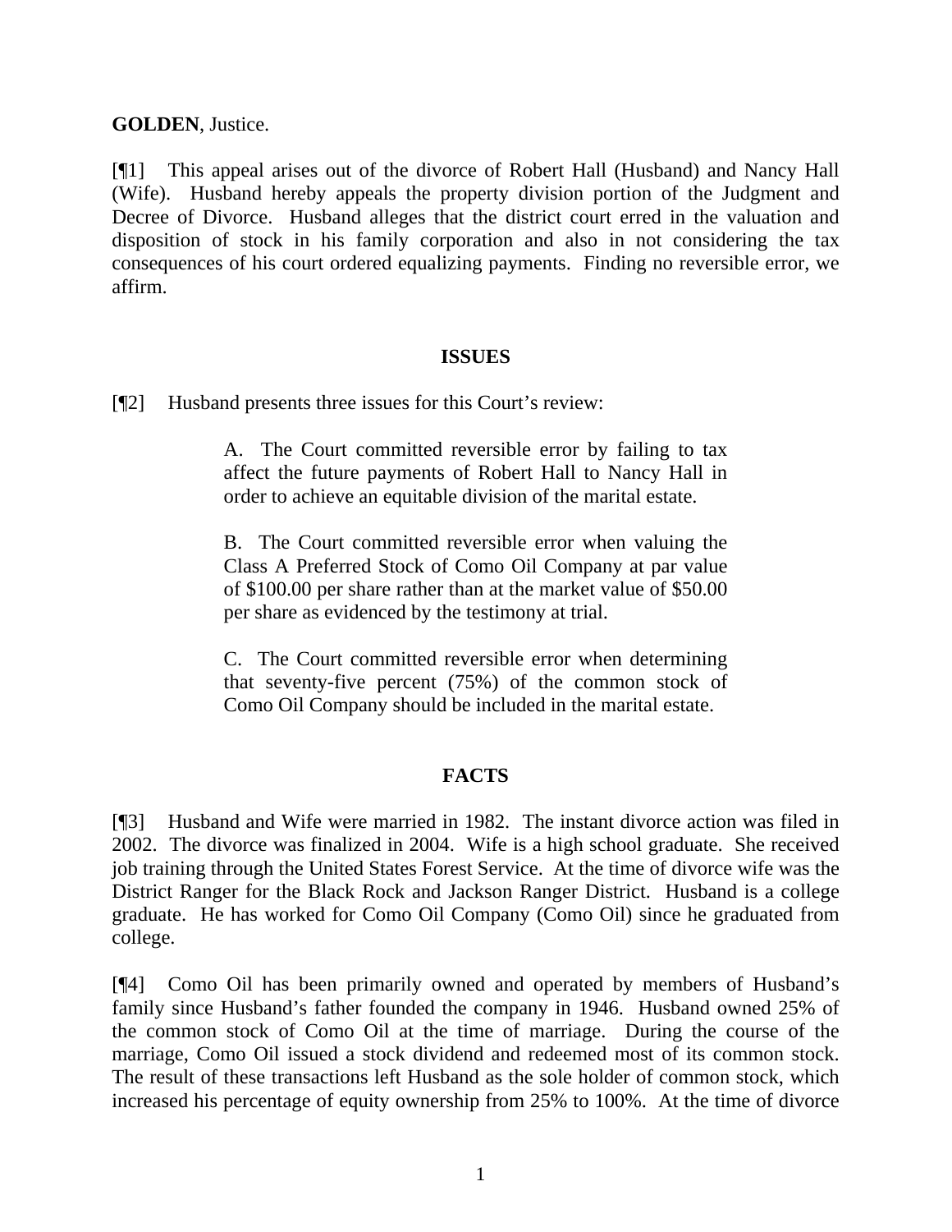**GOLDEN**, Justice.

[¶1] This appeal arises out of the divorce of Robert Hall (Husband) and Nancy Hall (Wife). Husband hereby appeals the property division portion of the Judgment and Decree of Divorce. Husband alleges that the district court erred in the valuation and disposition of stock in his family corporation and also in not considering the tax consequences of his court ordered equalizing payments. Finding no reversible error, we affirm.

## ISSUES

[¶2] Husband presents three issues for this Court's review:

> A. The Court committed reversible error by failing to tax affect the future payments of Robert Hall to Nancy Hall in order to achieve an equitable division of the marital estate.
>
> B. The Court committed reversible error when valuing the Class A Preferred Stock of Como Oil Company at par value of $100.00 per share rather than at the market value of $50.00 per share as evidenced by the testimony at trial.
>
> C. The Court committed reversible error when determining that seventy-five percent (75%) of the common stock of Como Oil Company should be included in the marital estate.

## FACTS

[¶3] Husband and Wife were married in 1982. The instant divorce action was filed in 2002. The divorce was finalized in 2004. Wife is a high school graduate. She received job training through the United States Forest Service. At the time of divorce wife was the District Ranger for the Black Rock and Jackson Ranger District. Husband is a college graduate. He has worked for Como Oil Company (Como Oil) since he graduated from college.

[¶4] Como Oil has been primarily owned and operated by members of Husband's family since Husband's father founded the company in 1946. Husband owned 25% of the common stock of Como Oil at the time of marriage. During the course of the marriage, Como Oil issued a stock dividend and redeemed most of its common stock. The result of these transactions left Husband as the sole holder of common stock, which increased his percentage of equity ownership from 25% to 100%. At the time of divorce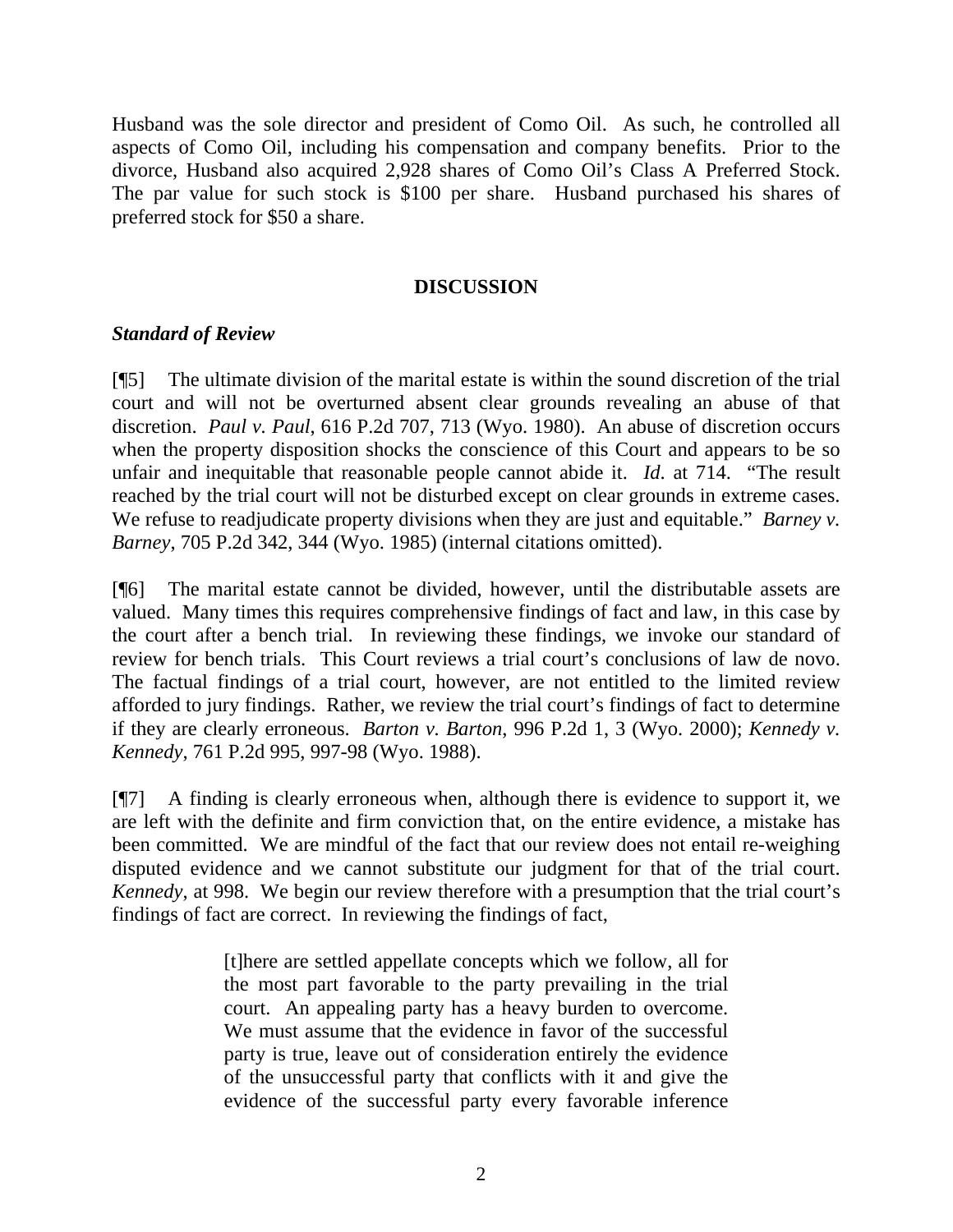Husband was the sole director and president of Como Oil. As such, he controlled all aspects of Como Oil, including his compensation and company benefits. Prior to the divorce, Husband also acquired 2,928 shares of Como Oil's Class A Preferred Stock. The par value for such stock is $100 per share. Husband purchased his shares of preferred stock for $50 a share.

**DISCUSSION**

***Standard of Review***

[¶5] The ultimate division of the marital estate is within the sound discretion of the trial court and will not be overturned absent clear grounds revealing an abuse of that discretion. *Paul v. Paul*, 616 P.2d 707, 713 (Wyo. 1980). An abuse of discretion occurs when the property disposition shocks the conscience of this Court and appears to be so unfair and inequitable that reasonable people cannot abide it. *Id*. at 714. "The result reached by the trial court will not be disturbed except on clear grounds in extreme cases. We refuse to readjudicate property divisions when they are just and equitable." *Barney v. Barney*, 705 P.2d 342, 344 (Wyo. 1985) (internal citations omitted).

[¶6] The marital estate cannot be divided, however, until the distributable assets are valued. Many times this requires comprehensive findings of fact and law, in this case by the court after a bench trial. In reviewing these findings, we invoke our standard of review for bench trials. This Court reviews a trial court's conclusions of law de novo. The factual findings of a trial court, however, are not entitled to the limited review afforded to jury findings. Rather, we review the trial court's findings of fact to determine if they are clearly erroneous. *Barton v. Barton*, 996 P.2d 1, 3 (Wyo. 2000); *Kennedy v. Kennedy*, 761 P.2d 995, 997-98 (Wyo. 1988).

[¶7] A finding is clearly erroneous when, although there is evidence to support it, we are left with the definite and firm conviction that, on the entire evidence, a mistake has been committed. We are mindful of the fact that our review does not entail re-weighing disputed evidence and we cannot substitute our judgment for that of the trial court. *Kennedy*, at 998. We begin our review therefore with a presumption that the trial court's findings of fact are correct. In reviewing the findings of fact,

> [t]here are settled appellate concepts which we follow, all for the most part favorable to the party prevailing in the trial court. An appealing party has a heavy burden to overcome. We must assume that the evidence in favor of the successful party is true, leave out of consideration entirely the evidence of the unsuccessful party that conflicts with it and give the evidence of the successful party every favorable inference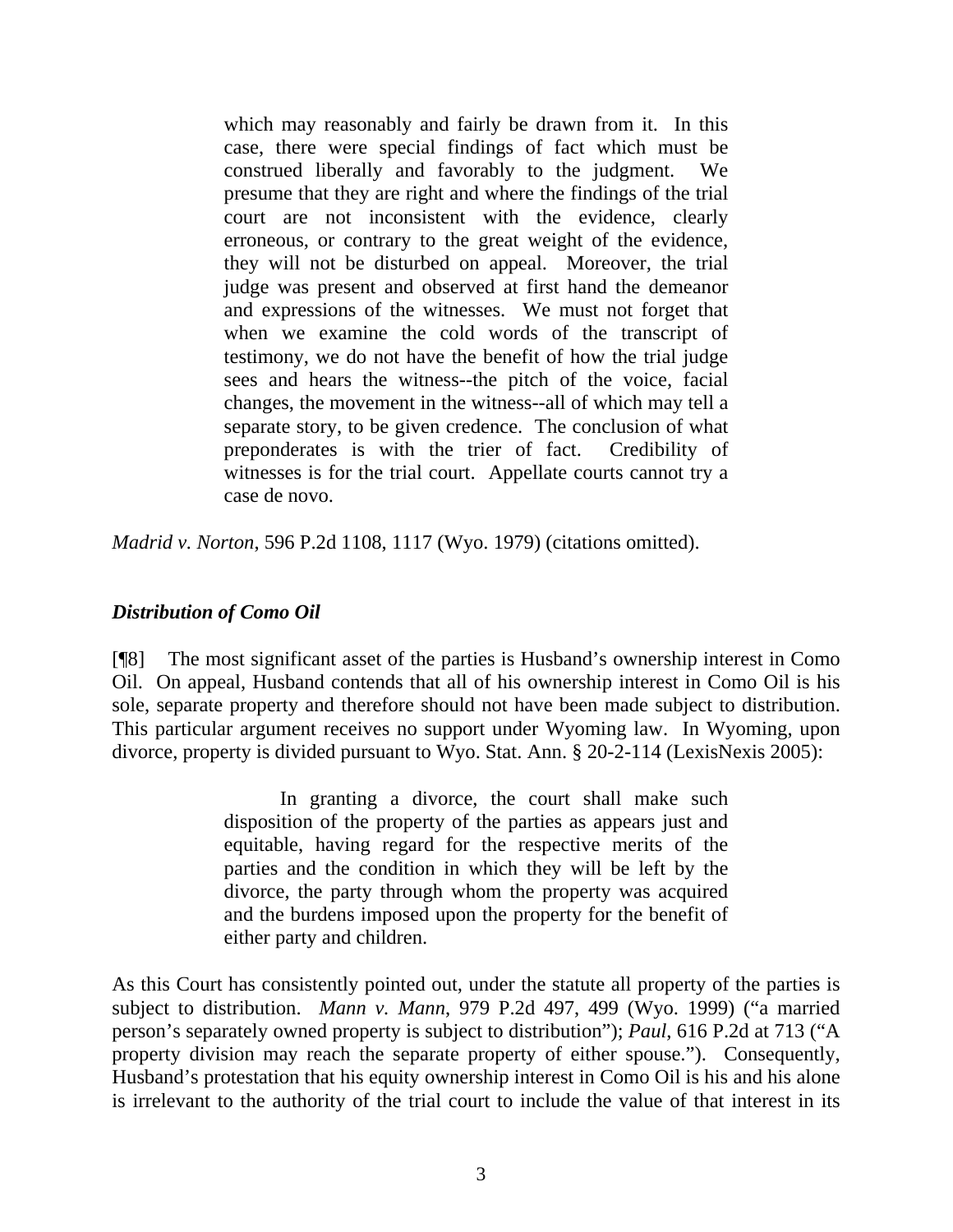> which may reasonably and fairly be drawn from it. In this case, there were special findings of fact which must be construed liberally and favorably to the judgment. We presume that they are right and where the findings of the trial court are not inconsistent with the evidence, clearly erroneous, or contrary to the great weight of the evidence, they will not be disturbed on appeal. Moreover, the trial judge was present and observed at first hand the demeanor and expressions of the witnesses. We must not forget that when we examine the cold words of the transcript of testimony, we do not have the benefit of how the trial judge sees and hears the witness--the pitch of the voice, facial changes, the movement in the witness--all of which may tell a separate story, to be given credence. The conclusion of what preponderates is with the trier of fact. Credibility of witnesses is for the trial court. Appellate courts cannot try a case de novo.

*Madrid v. Norton*, 596 P.2d 1108, 1117 (Wyo. 1979) (citations omitted).

### *Distribution of Como Oil*

[¶8] The most significant asset of the parties is Husband's ownership interest in Como Oil. On appeal, Husband contends that all of his ownership interest in Como Oil is his sole, separate property and therefore should not have been made subject to distribution. This particular argument receives no support under Wyoming law. In Wyoming, upon divorce, property is divided pursuant to Wyo. Stat. Ann. § 20-2-114 (LexisNexis 2005):

> In granting a divorce, the court shall make such disposition of the property of the parties as appears just and equitable, having regard for the respective merits of the parties and the condition in which they will be left by the divorce, the party through whom the property was acquired and the burdens imposed upon the property for the benefit of either party and children.

As this Court has consistently pointed out, under the statute all property of the parties is subject to distribution. *Mann v. Mann*, 979 P.2d 497, 499 (Wyo. 1999) ("a married person's separately owned property is subject to distribution"); *Paul*, 616 P.2d at 713 ("A property division may reach the separate property of either spouse."). Consequently, Husband's protestation that his equity ownership interest in Como Oil is his and his alone is irrelevant to the authority of the trial court to include the value of that interest in its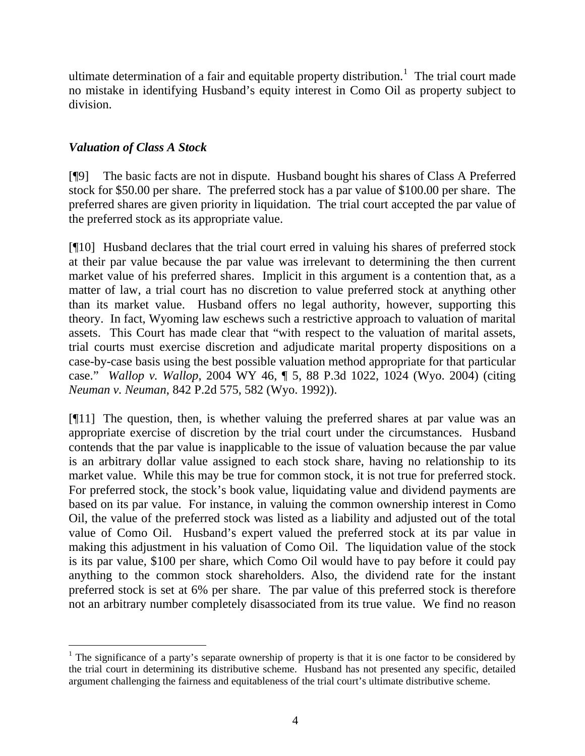ultimate determination of a fair and equitable property distribution.[1] The trial court made no mistake in identifying Husband's equity interest in Como Oil as property subject to division.

### *Valuation of Class A Stock*

[¶9] The basic facts are not in dispute. Husband bought his shares of Class A Preferred stock for $50.00 per share. The preferred stock has a par value of $100.00 per share. The preferred shares are given priority in liquidation. The trial court accepted the par value of the preferred stock as its appropriate value.

[¶10] Husband declares that the trial court erred in valuing his shares of preferred stock at their par value because the par value was irrelevant to determining the then current market value of his preferred shares. Implicit in this argument is a contention that, as a matter of law, a trial court has no discretion to value preferred stock at anything other than its market value. Husband offers no legal authority, however, supporting this theory. In fact, Wyoming law eschews such a restrictive approach to valuation of marital assets. This Court has made clear that "with respect to the valuation of marital assets, trial courts must exercise discretion and adjudicate marital property dispositions on a case-by-case basis using the best possible valuation method appropriate for that particular case." *Wallop v. Wallop*, 2004 WY 46, ¶ 5, 88 P.3d 1022, 1024 (Wyo. 2004) (citing *Neuman v. Neuman*, 842 P.2d 575, 582 (Wyo. 1992)).

[¶11] The question, then, is whether valuing the preferred shares at par value was an appropriate exercise of discretion by the trial court under the circumstances. Husband contends that the par value is inapplicable to the issue of valuation because the par value is an arbitrary dollar value assigned to each stock share, having no relationship to its market value. While this may be true for common stock, it is not true for preferred stock. For preferred stock, the stock's book value, liquidating value and dividend payments are based on its par value. For instance, in valuing the common ownership interest in Como Oil, the value of the preferred stock was listed as a liability and adjusted out of the total value of Como Oil. Husband's expert valued the preferred stock at its par value in making this adjustment in his valuation of Como Oil. The liquidation value of the stock is its par value, $100 per share, which Como Oil would have to pay before it could pay anything to the common stock shareholders. Also, the dividend rate for the instant preferred stock is set at 6% per share. The par value of this preferred stock is therefore not an arbitrary number completely disassociated from its true value. We find no reason

---

[1] The significance of a party's separate ownership of property is that it is one factor to be considered by the trial court in determining its distributive scheme. Husband has not presented any specific, detailed argument challenging the fairness and equitableness of the trial court's ultimate distributive scheme.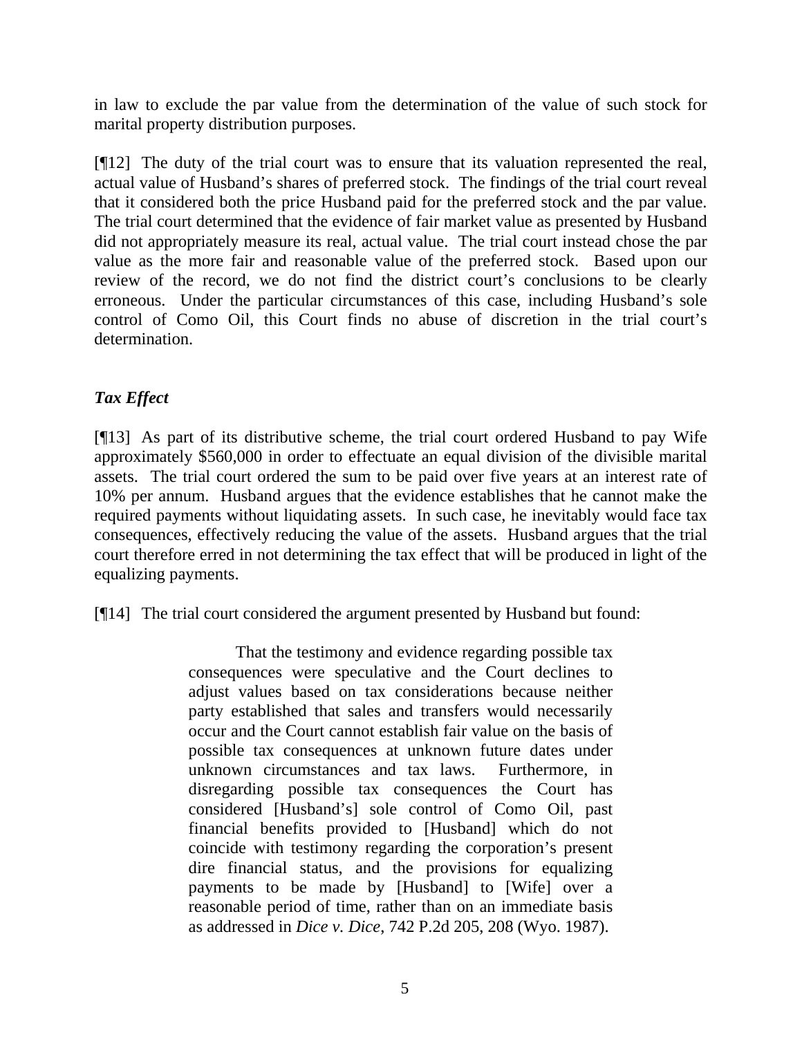in law to exclude the par value from the determination of the value of such stock for marital property distribution purposes.

[¶12] The duty of the trial court was to ensure that its valuation represented the real, actual value of Husband's shares of preferred stock. The findings of the trial court reveal that it considered both the price Husband paid for the preferred stock and the par value. The trial court determined that the evidence of fair market value as presented by Husband did not appropriately measure its real, actual value. The trial court instead chose the par value as the more fair and reasonable value of the preferred stock. Based upon our review of the record, we do not find the district court's conclusions to be clearly erroneous. Under the particular circumstances of this case, including Husband's sole control of Como Oil, this Court finds no abuse of discretion in the trial court's determination.

***Tax Effect***

[¶13] As part of its distributive scheme, the trial court ordered Husband to pay Wife approximately $560,000 in order to effectuate an equal division of the divisible marital assets. The trial court ordered the sum to be paid over five years at an interest rate of 10% per annum. Husband argues that the evidence establishes that he cannot make the required payments without liquidating assets. In such case, he inevitably would face tax consequences, effectively reducing the value of the assets. Husband argues that the trial court therefore erred in not determining the tax effect that will be produced in light of the equalizing payments.

[¶14] The trial court considered the argument presented by Husband but found:

> That the testimony and evidence regarding possible tax consequences were speculative and the Court declines to adjust values based on tax considerations because neither party established that sales and transfers would necessarily occur and the Court cannot establish fair value on the basis of possible tax consequences at unknown future dates under unknown circumstances and tax laws. Furthermore, in disregarding possible tax consequences the Court has considered [Husband's] sole control of Como Oil, past financial benefits provided to [Husband] which do not coincide with testimony regarding the corporation's present dire financial status, and the provisions for equalizing payments to be made by [Husband] to [Wife] over a reasonable period of time, rather than on an immediate basis as addressed in *Dice v. Dice*, 742 P.2d 205, 208 (Wyo. 1987).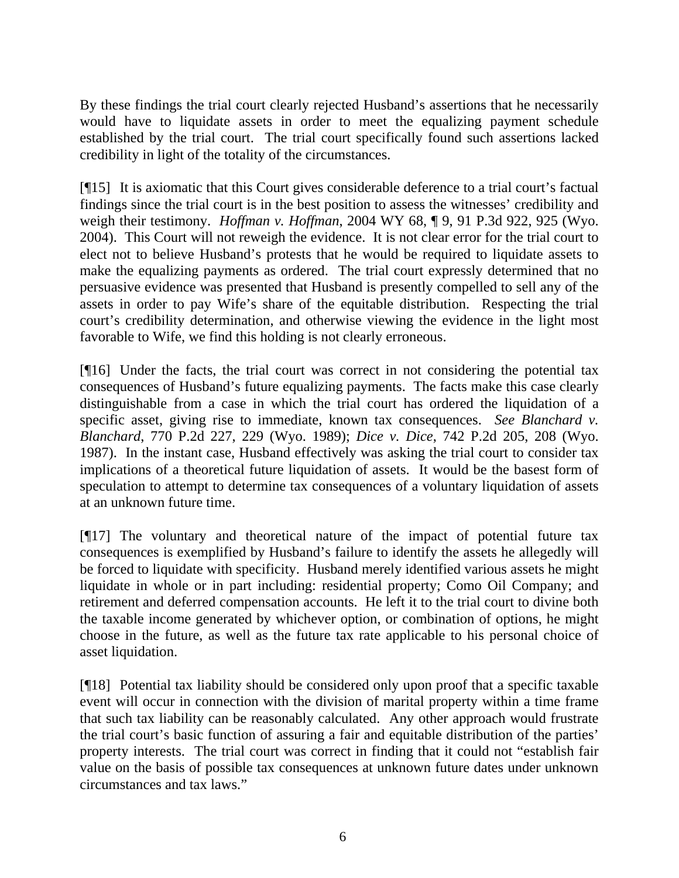By these findings the trial court clearly rejected Husband's assertions that he necessarily would have to liquidate assets in order to meet the equalizing payment schedule established by the trial court. The trial court specifically found such assertions lacked credibility in light of the totality of the circumstances.

[¶15] It is axiomatic that this Court gives considerable deference to a trial court's factual findings since the trial court is in the best position to assess the witnesses' credibility and weigh their testimony. *Hoffman v. Hoffman*, 2004 WY 68, ¶ 9, 91 P.3d 922, 925 (Wyo. 2004). This Court will not reweigh the evidence. It is not clear error for the trial court to elect not to believe Husband's protests that he would be required to liquidate assets to make the equalizing payments as ordered. The trial court expressly determined that no persuasive evidence was presented that Husband is presently compelled to sell any of the assets in order to pay Wife's share of the equitable distribution. Respecting the trial court's credibility determination, and otherwise viewing the evidence in the light most favorable to Wife, we find this holding is not clearly erroneous.

[¶16] Under the facts, the trial court was correct in not considering the potential tax consequences of Husband's future equalizing payments. The facts make this case clearly distinguishable from a case in which the trial court has ordered the liquidation of a specific asset, giving rise to immediate, known tax consequences. *See Blanchard v. Blanchard*, 770 P.2d 227, 229 (Wyo. 1989); *Dice v. Dice*, 742 P.2d 205, 208 (Wyo. 1987). In the instant case, Husband effectively was asking the trial court to consider tax implications of a theoretical future liquidation of assets. It would be the basest form of speculation to attempt to determine tax consequences of a voluntary liquidation of assets at an unknown future time.

[¶17] The voluntary and theoretical nature of the impact of potential future tax consequences is exemplified by Husband's failure to identify the assets he allegedly will be forced to liquidate with specificity. Husband merely identified various assets he might liquidate in whole or in part including: residential property; Como Oil Company; and retirement and deferred compensation accounts. He left it to the trial court to divine both the taxable income generated by whichever option, or combination of options, he might choose in the future, as well as the future tax rate applicable to his personal choice of asset liquidation.

[¶18] Potential tax liability should be considered only upon proof that a specific taxable event will occur in connection with the division of marital property within a time frame that such tax liability can be reasonably calculated. Any other approach would frustrate the trial court's basic function of assuring a fair and equitable distribution of the parties' property interests. The trial court was correct in finding that it could not "establish fair value on the basis of possible tax consequences at unknown future dates under unknown circumstances and tax laws."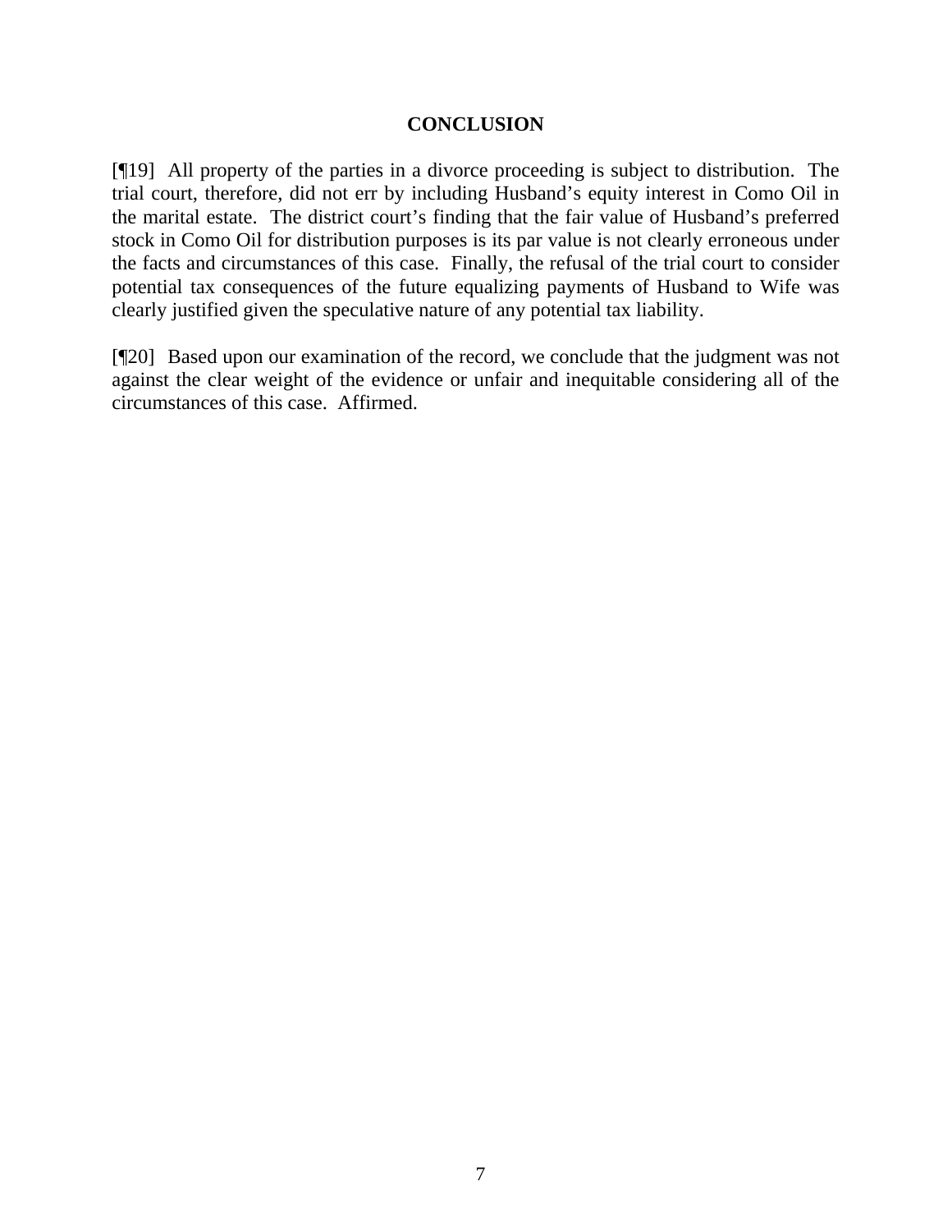## CONCLUSION

[¶19] All property of the parties in a divorce proceeding is subject to distribution. The trial court, therefore, did not err by including Husband's equity interest in Como Oil in the marital estate. The district court's finding that the fair value of Husband's preferred stock in Como Oil for distribution purposes is its par value is not clearly erroneous under the facts and circumstances of this case. Finally, the refusal of the trial court to consider potential tax consequences of the future equalizing payments of Husband to Wife was clearly justified given the speculative nature of any potential tax liability.

[¶20] Based upon our examination of the record, we conclude that the judgment was not against the clear weight of the evidence or unfair and inequitable considering all of the circumstances of this case. Affirmed.